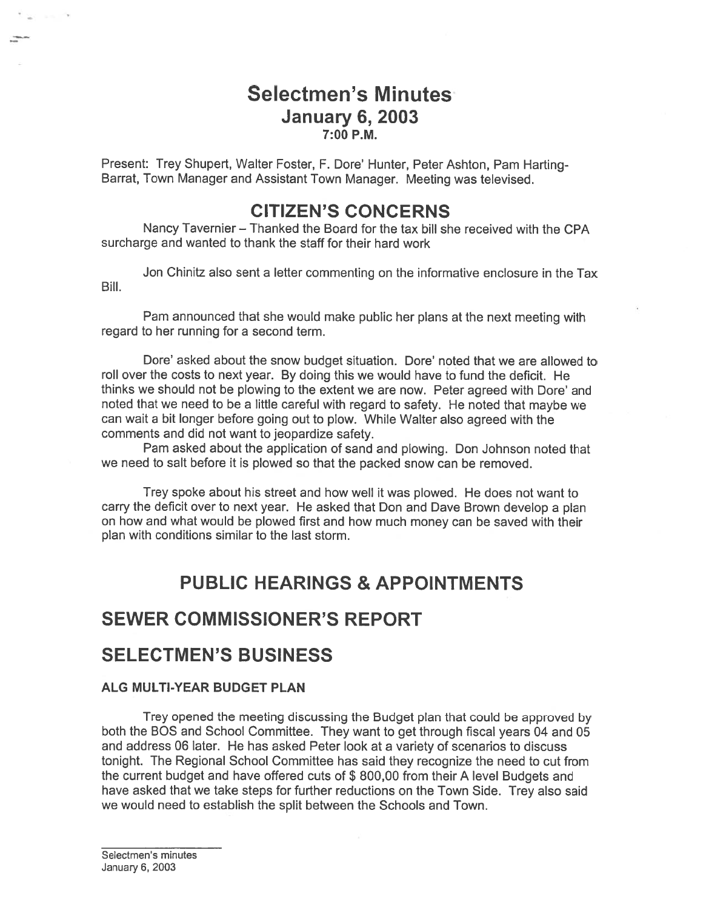# Selectmen's Minutes
## January 6, 2003
### 7:00 P.M.

Present: Trey Shupert, Walter Foster, F. Dore' Hunter, Peter Ashton, Pam Harting-Barrat, Town Manager and Assistant Town Manager. Meeting was televised.

## CITIZEN'S CONCERNS

Nancy Tavernier – Thanked the Board for the tax bill she received with the CPA surcharge and wanted to thank the staff for their hard work

Jon Chinitz also sent a letter commenting on the informative enclosure in the Tax Bill.

Pam announced that she would make public her plans at the next meeting with regard to her running for a second term.

Dore' asked about the snow budget situation. Dore' noted that we are allowed to roll over the costs to next year. By doing this we would have to fund the deficit. He thinks we should not be plowing to the extent we are now. Peter agreed with Dore' and noted that we need to be a little careful with regard to safety. He noted that maybe we can wait a bit longer before going out to plow. While Walter also agreed with the comments and did not want to jeopardize safety.

Pam asked about the application of sand and plowing. Don Johnson noted that we need to salt before it is plowed so that the packed snow can be removed.

Trey spoke about his street and how well it was plowed. He does not want to carry the deficit over to next year. He asked that Don and Dave Brown develop a plan on how and what would be plowed first and how much money can be saved with their plan with conditions similar to the last storm.

## PUBLIC HEARINGS & APPOINTMENTS

## SEWER COMMISSIONER'S REPORT

## SELECTMEN'S BUSINESS

### ALG MULTI-YEAR BUDGET PLAN

Trey opened the meeting discussing the Budget plan that could be approved by both the BOS and School Committee. They want to get through fiscal years 04 and 05 and address 06 later. He has asked Peter look at a variety of scenarios to discuss tonight. The Regional School Committee has said they recognize the need to cut from the current budget and have offered cuts of $ 800,00 from their A level Budgets and have asked that we take steps for further reductions on the Town Side. Trey also said we would need to establish the split between the Schools and Town.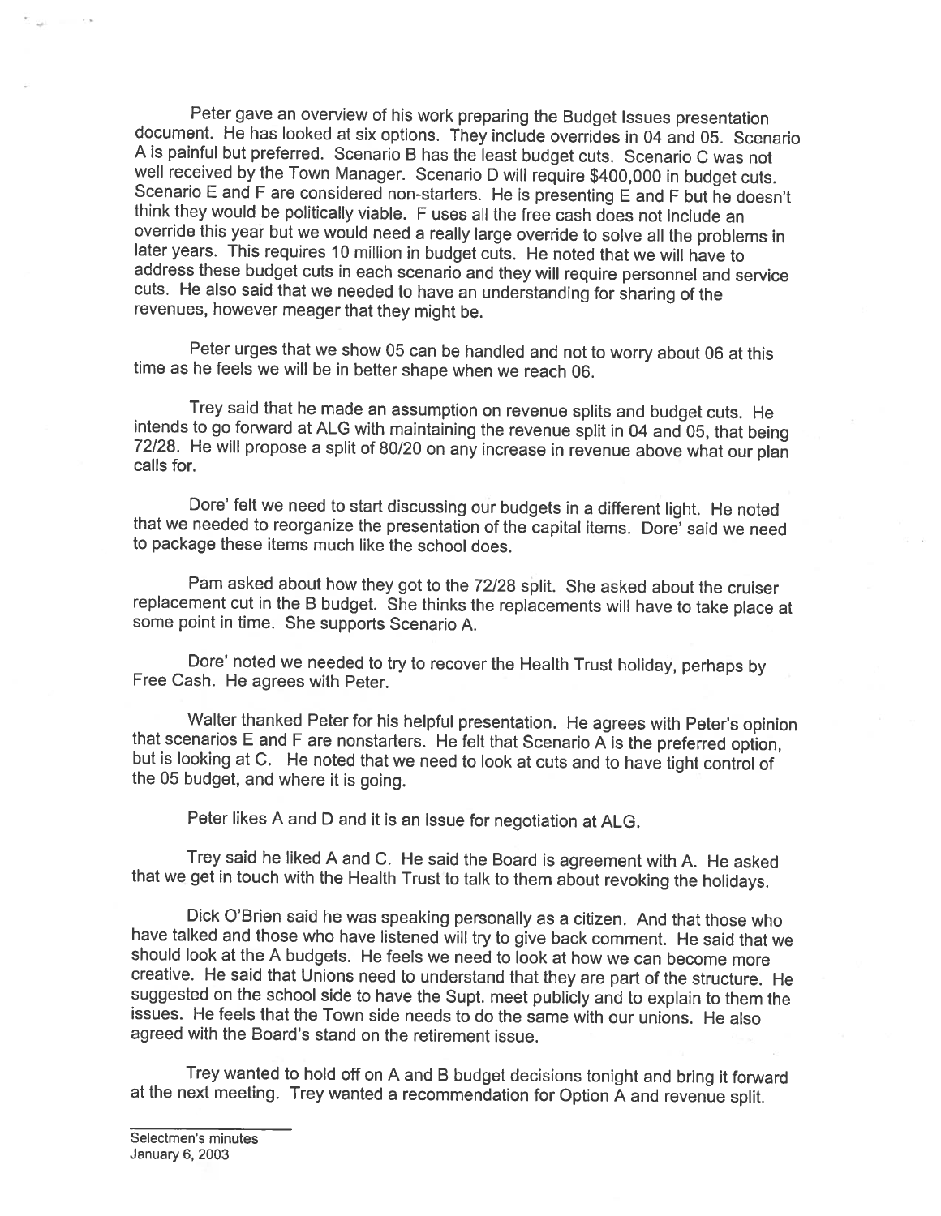Peter gave an overview of his work preparing the Budget Issues presentation document. He has looked at six options. They include overrides in 04 and 05. Scenario A is painful but preferred. Scenario B has the least budget cuts. Scenario C was not well received by the Town Manager. Scenario D will require $400,000 in budget cuts. Scenario E and F are considered non-starters. He is presenting E and F but he doesn't think they would be politically viable. F uses all the free cash does not include an override this year but we would need a really large override to solve all the problems in later years. This requires 10 million in budget cuts. He noted that we will have to address these budget cuts in each scenario and they will require personnel and service cuts. He also said that we needed to have an understanding for sharing of the revenues, however meager that they might be.

Peter urges that we show 05 can be handled and not to worry about 06 at this time as he feels we will be in better shape when we reach 06.

Trey said that he made an assumption on revenue splits and budget cuts. He intends to go forward at ALG with maintaining the revenue split in 04 and 05, that being 72/28. He will propose a split of 80/20 on any increase in revenue above what our plan calls for.

Dore' felt we need to start discussing our budgets in a different light. He noted that we needed to reorganize the presentation of the capital items. Dore' said we need to package these items much like the school does.

Pam asked about how they got to the 72/28 split. She asked about the cruiser replacement cut in the B budget. She thinks the replacements will have to take place at some point in time. She supports Scenario A.

Dore' noted we needed to try to recover the Health Trust holiday, perhaps by Free Cash. He agrees with Peter.

Walter thanked Peter for his helpful presentation. He agrees with Peter's opinion that scenarios E and F are nonstarters. He felt that Scenario A is the preferred option, but is looking at C. He noted that we need to look at cuts and to have tight control of the 05 budget, and where it is going.

Peter likes A and D and it is an issue for negotiation at ALG.

Trey said he liked A and C. He said the Board is agreement with A. He asked that we get in touch with the Health Trust to talk to them about revoking the holidays.

Dick O'Brien said he was speaking personally as a citizen. And that those who have talked and those who have listened will try to give back comment. He said that we should look at the A budgets. He feels we need to look at how we can become more creative. He said that Unions need to understand that they are part of the structure. He suggested on the school side to have the Supt. meet publicly and to explain to them the issues. He feels that the Town side needs to do the same with our unions. He also agreed with the Board's stand on the retirement issue.

Trey wanted to hold off on A and B budget decisions tonight and bring it forward at the next meeting. Trey wanted a recommendation for Option A and revenue split.

Selectmen's minutes
January 6, 2003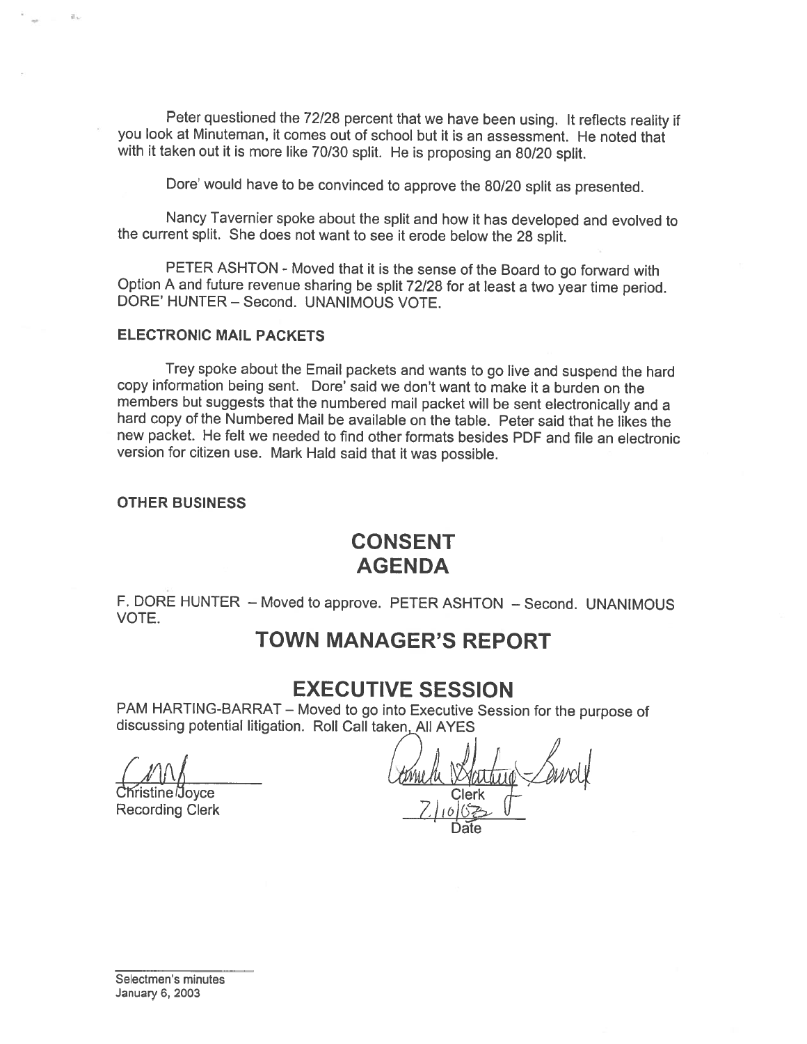Peter questioned the 72/28 percent that we have been using. It reflects reality if you look at Minuteman, it comes out of school but it is an assessment. He noted that with it taken out it is more like 70/30 split. He is proposing an 80/20 split.

Dore' would have to be convinced to approve the 80/20 split as presented.

Nancy Tavernier spoke about the split and how it has developed and evolved to the current split. She does not want to see it erode below the 28 split.

PETER ASHTON - Moved that it is the sense of the Board to go forward with Option A and future revenue sharing be split 72/28 for at least a two year time period. DORE' HUNTER – Second. UNANIMOUS VOTE.

**ELECTRONIC MAIL PACKETS**

Trey spoke about the Email packets and wants to go live and suspend the hard copy information being sent. Dore' said we don't want to make it a burden on the members but suggests that the numbered mail packet will be sent electronically and a hard copy of the Numbered Mail be available on the table. Peter said that he likes the new packet. He felt we needed to find other formats besides PDF and file an electronic version for citizen use. Mark Hald said that it was possible.

**OTHER BUSINESS**

# CONSENT AGENDA

F. DORE HUNTER – Moved to approve. PETER ASHTON – Second. UNANIMOUS VOTE.

# TOWN MANAGER'S REPORT

# EXECUTIVE SESSION

PAM HARTING-BARRAT – Moved to go into Executive Session for the purpose of discussing potential litigation. Roll Call taken, All AYES

Christine Joyce
Recording Clerk

Clerk

7/10/03
Date

Selectmen's minutes
January 6, 2003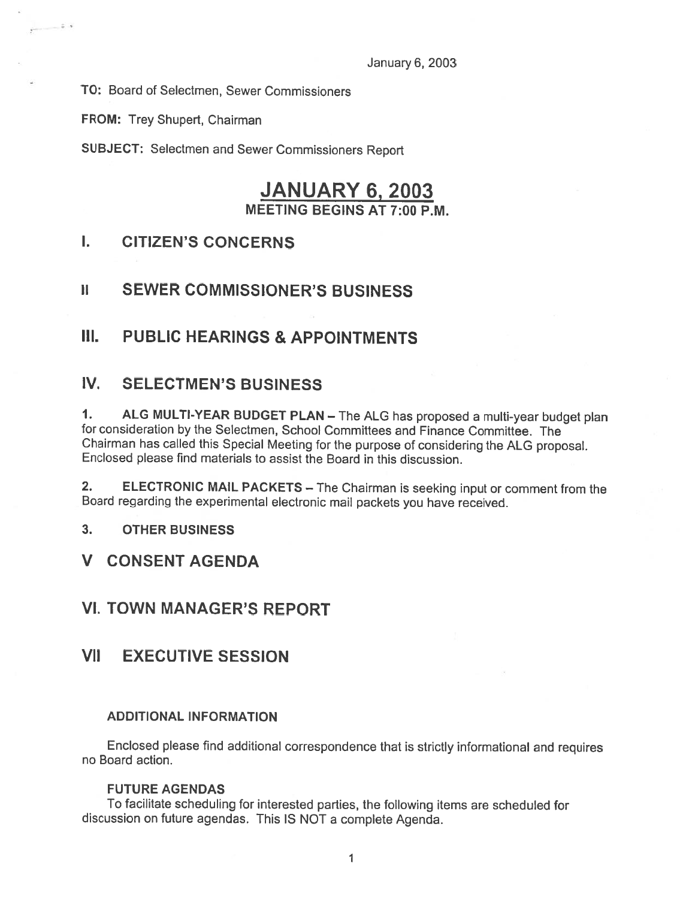January 6, 2003

**TO:** Board of Selectmen, Sewer Commissioners

**FROM:** Trey Shupert, Chairman

**SUBJECT:** Selectmen and Sewer Commissioners Report

# JANUARY 6, 2003

**MEETING BEGINS AT 7:00 P.M.**

## I. CITIZEN'S CONCERNS

## II SEWER COMMISSIONER'S BUSINESS

## III. PUBLIC HEARINGS & APPOINTMENTS

## IV. SELECTMEN'S BUSINESS

**1. ALG MULTI-YEAR BUDGET PLAN** – The ALG has proposed a multi-year budget plan for consideration by the Selectmen, School Committees and Finance Committee. The Chairman has called this Special Meeting for the purpose of considering the ALG proposal. Enclosed please find materials to assist the Board in this discussion.

**2. ELECTRONIC MAIL PACKETS** – The Chairman is seeking input or comment from the Board regarding the experimental electronic mail packets you have received.

**3. OTHER BUSINESS**

## V CONSENT AGENDA

## VI. TOWN MANAGER'S REPORT

## VII EXECUTIVE SESSION

### ADDITIONAL INFORMATION

Enclosed please find additional correspondence that is strictly informational and requires no Board action.

### FUTURE AGENDAS

To facilitate scheduling for interested parties, the following items are scheduled for discussion on future agendas. This IS NOT a complete Agenda.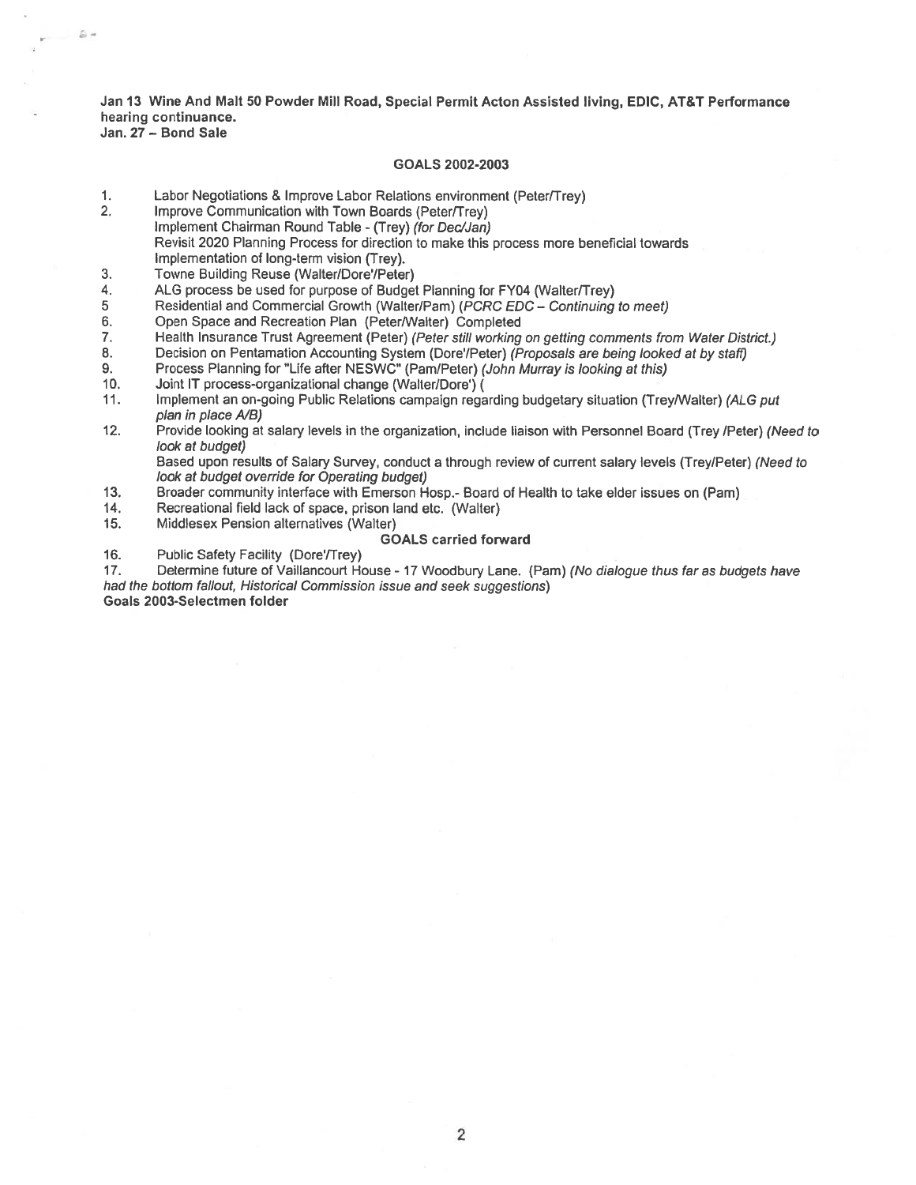**Jan 13 Wine And Malt 50 Powder Mill Road, Special Permit Acton Assisted living, EDIC, AT&T Performance hearing continuance.**
**Jan. 27 – Bond Sale**

## GOALS 2002-2003

1. Labor Negotiations & Improve Labor Relations environment (Peter/Trey)
2. Improve Communication with Town Boards (Peter/Trey)
   Implement Chairman Round Table - (Trey) *(for Dec/Jan)*
   Revisit 2020 Planning Process for direction to make this process more beneficial towards Implementation of long-term vision (Trey).
3. Towne Building Reuse (Walter/Dore'/Peter)
4. ALG process be used for purpose of Budget Planning for FY04 (Walter/Trey)
5. Residential and Commercial Growth (Walter/Pam) *(PCRC EDC – Continuing to meet)*
6. Open Space and Recreation Plan (Peter/Walter) Completed
7. Health Insurance Trust Agreement (Peter) *(Peter still working on getting comments from Water District.)*
8. Decision on Pentamation Accounting System (Dore'/Peter) *(Proposals are being looked at by staff)*
9. Process Planning for "Life after NESWC" (Pam/Peter) *(John Murray is looking at this)*
10. Joint IT process-organizational change (Walter/Dore') (
11. Implement an on-going Public Relations campaign regarding budgetary situation (Trey/Walter) *(ALG put plan in place A/B)*
12. Provide looking at salary levels in the organization, include liaison with Personnel Board (Trey /Peter) *(Need to look at budget)*
    Based upon results of Salary Survey, conduct a through review of current salary levels (Trey/Peter) *(Need to look at budget override for Operating budget)*
13. Broader community interface with Emerson Hosp.- Board of Health to take elder issues on (Pam)
14. Recreational field lack of space, prison land etc. (Walter)
15. Middlesex Pension alternatives (Walter)

### GOALS carried forward

16. Public Safety Facility (Dore'/Trey)
17. Determine future of Vaillancourt House - 17 Woodbury Lane. (Pam) *(No dialogue thus far as budgets have had the bottom fallout, Historical Commission issue and seek suggestions)*

**Goals 2003-Selectmen folder**